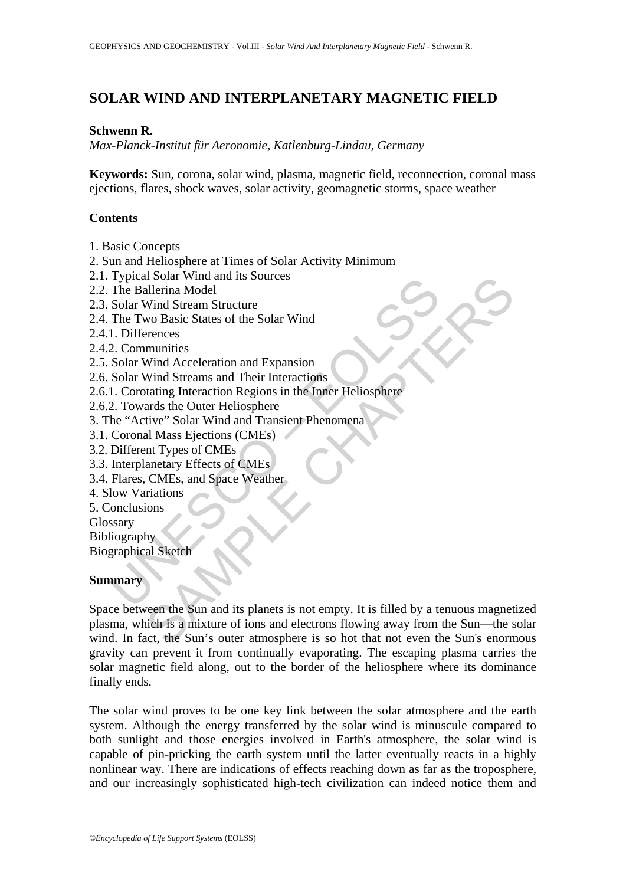# SOLAR WIND AND INTERPLANETARY MAGNETIC FIELD

**Schwenn R.**

*Max-Planck-Institut für Aeronomie, Katlenburg-Lindau, Germany*

**Keywords:** Sun, corona, solar wind, plasma, magnetic field, reconnection, coronal mass ejections, flares, shock waves, solar activity, geomagnetic storms, space weather

## Contents

1. Basic Concepts
2. Sun and Heliosphere at Times of Solar Activity Minimum
2.1. Typical Solar Wind and its Sources
2.2. The Ballerina Model
2.3. Solar Wind Stream Structure
2.4. The Two Basic States of the Solar Wind
2.4.1. Differences
2.4.2. Communities
2.5. Solar Wind Acceleration and Expansion
2.6. Solar Wind Streams and Their Interactions
2.6.1. Corotating Interaction Regions in the Inner Heliosphere
2.6.2. Towards the Outer Heliosphere
3. The "Active" Solar Wind and Transient Phenomena
3.1. Coronal Mass Ejections (CMEs)
3.2. Different Types of CMEs
3.3. Interplanetary Effects of CMEs
3.4. Flares, CMEs, and Space Weather
4. Slow Variations
5. Conclusions

Glossary
Bibliography
Biographical Sketch

## Summary

Space between the Sun and its planets is not empty. It is filled by a tenuous magnetized plasma, which is a mixture of ions and electrons flowing away from the Sun—the solar wind. In fact, the Sun's outer atmosphere is so hot that not even the Sun's enormous gravity can prevent it from continually evaporating. The escaping plasma carries the solar magnetic field along, out to the border of the heliosphere where its dominance finally ends.

The solar wind proves to be one key link between the solar atmosphere and the earth system. Although the energy transferred by the solar wind is minuscule compared to both sunlight and those energies involved in Earth's atmosphere, the solar wind is capable of pin-pricking the earth system until the latter eventually reacts in a highly nonlinear way. There are indications of effects reaching down as far as the troposphere, and our increasingly sophisticated high-tech civilization can indeed notice them and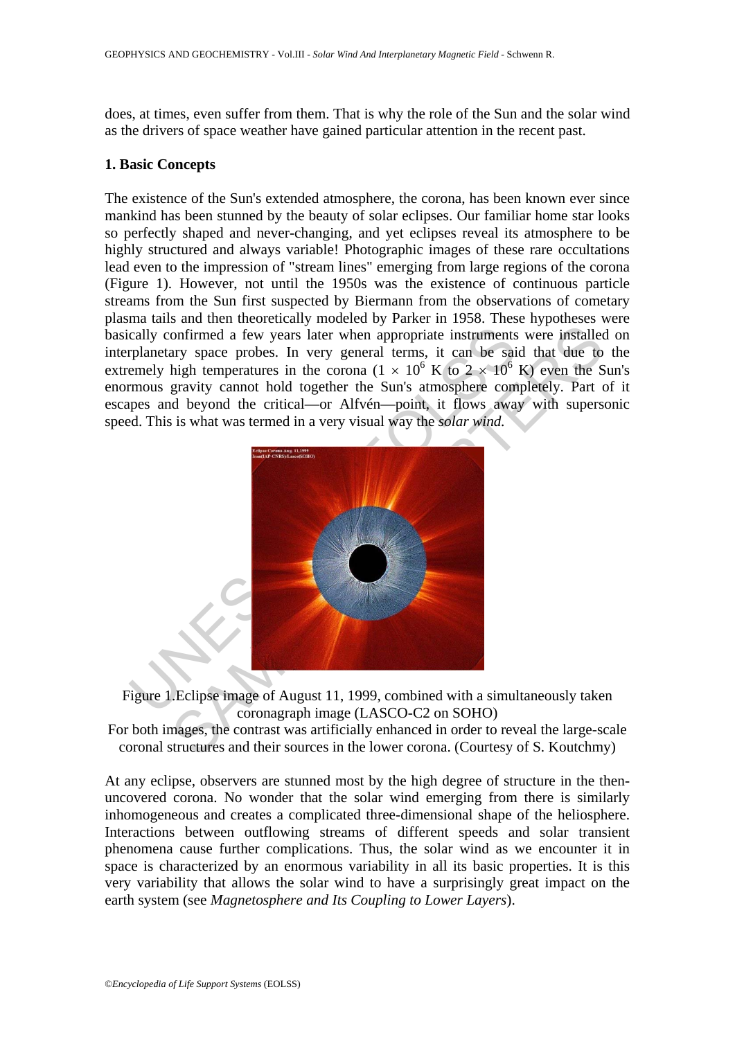does, at times, even suffer from them. That is why the role of the Sun and the solar wind as the drivers of space weather have gained particular attention in the recent past.

## 1. Basic Concepts

The existence of the Sun's extended atmosphere, the corona, has been known ever since mankind has been stunned by the beauty of solar eclipses. Our familiar home star looks so perfectly shaped and never-changing, and yet eclipses reveal its atmosphere to be highly structured and always variable! Photographic images of these rare occultations lead even to the impression of "stream lines" emerging from large regions of the corona (Figure 1). However, not until the 1950s was the existence of continuous particle streams from the Sun first suspected by Biermann from the observations of cometary plasma tails and then theoretically modeled by Parker in 1958. These hypotheses were basically confirmed a few years later when appropriate instruments were installed on interplanetary space probes. In very general terms, it can be said that due to the extremely high temperatures in the corona ($1 \times 10^6$ K to $2 \times 10^6$ K) even the Sun's enormous gravity cannot hold together the Sun's atmosphere completely. Part of it escapes and beyond the critical—or Alfvén—point, it flows away with supersonic speed. This is what was termed in a very visual way the *solar wind.*

Figure 1.Eclipse image of August 11, 1999, combined with a simultaneously taken coronagraph image (LASCO-C2 on SOHO)
For both images, the contrast was artificially enhanced in order to reveal the large-scale coronal structures and their sources in the lower corona. (Courtesy of S. Koutchmy)

At any eclipse, observers are stunned most by the high degree of structure in the then-uncovered corona. No wonder that the solar wind emerging from there is similarly inhomogeneous and creates a complicated three-dimensional shape of the heliosphere. Interactions between outflowing streams of different speeds and solar transient phenomena cause further complications. Thus, the solar wind as we encounter it in space is characterized by an enormous variability in all its basic properties. It is this very variability that allows the solar wind to have a surprisingly great impact on the earth system (see *Magnetosphere and Its Coupling to Lower Layers*).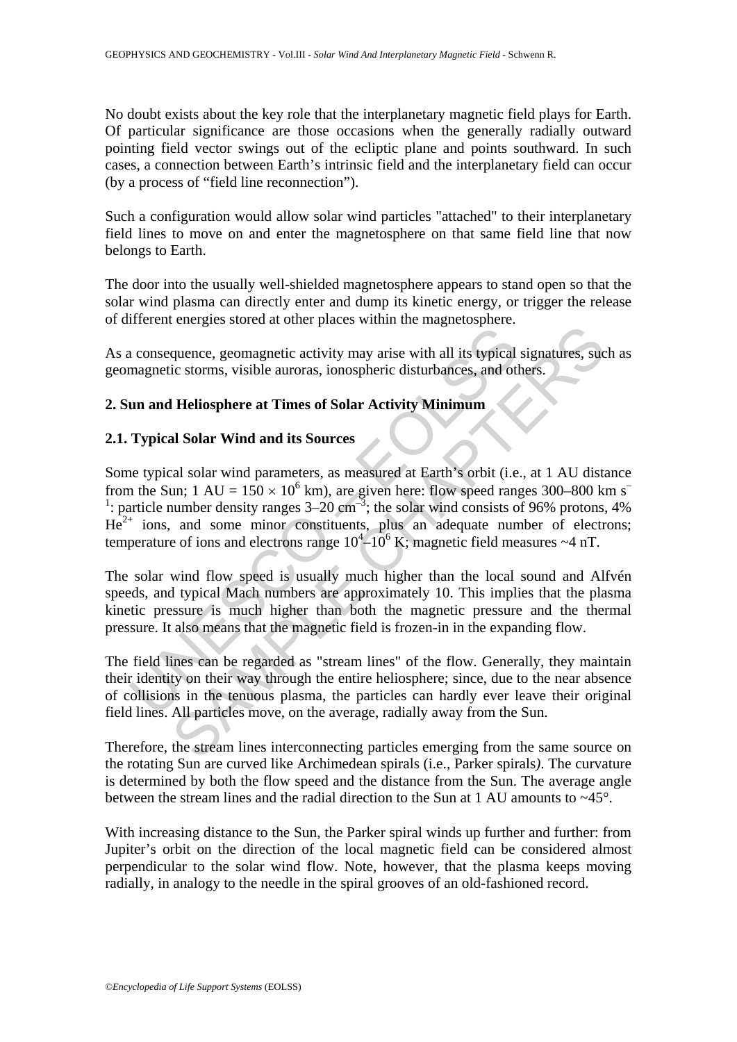No doubt exists about the key role that the interplanetary magnetic field plays for Earth. Of particular significance are those occasions when the generally radially outward pointing field vector swings out of the ecliptic plane and points southward. In such cases, a connection between Earth's intrinsic field and the interplanetary field can occur (by a process of "field line reconnection").

Such a configuration would allow solar wind particles "attached" to their interplanetary field lines to move on and enter the magnetosphere on that same field line that now belongs to Earth.

The door into the usually well-shielded magnetosphere appears to stand open so that the solar wind plasma can directly enter and dump its kinetic energy, or trigger the release of different energies stored at other places within the magnetosphere.

As a consequence, geomagnetic activity may arise with all its typical signatures, such as geomagnetic storms, visible auroras, ionospheric disturbances, and others.

## 2. Sun and Heliosphere at Times of Solar Activity Minimum

### 2.1. Typical Solar Wind and its Sources

Some typical solar wind parameters, as measured at Earth's orbit (i.e., at 1 AU distance from the Sun; 1 AU = $150 \times 10^6$ km), are given here: flow speed ranges 300–800 km $s^{-1}$: particle number density ranges 3–20 $cm^{-3}$; the solar wind consists of 96% protons, 4% $He^{2+}$ ions, and some minor constituents, plus an adequate number of electrons; temperature of ions and electrons range $10^4$–$10^6$ K; magnetic field measures ~4 nT.

The solar wind flow speed is usually much higher than the local sound and Alfvén speeds, and typical Mach numbers are approximately 10. This implies that the plasma kinetic pressure is much higher than both the magnetic pressure and the thermal pressure. It also means that the magnetic field is frozen-in in the expanding flow.

The field lines can be regarded as "stream lines" of the flow. Generally, they maintain their identity on their way through the entire heliosphere; since, due to the near absence of collisions in the tenuous plasma, the particles can hardly ever leave their original field lines. All particles move, on the average, radially away from the Sun.

Therefore, the stream lines interconnecting particles emerging from the same source on the rotating Sun are curved like Archimedean spirals (i.e., Parker spirals*)*. The curvature is determined by both the flow speed and the distance from the Sun. The average angle between the stream lines and the radial direction to the Sun at 1 AU amounts to ~45°.

With increasing distance to the Sun, the Parker spiral winds up further and further: from Jupiter's orbit on the direction of the local magnetic field can be considered almost perpendicular to the solar wind flow. Note, however, that the plasma keeps moving radially, in analogy to the needle in the spiral grooves of an old-fashioned record.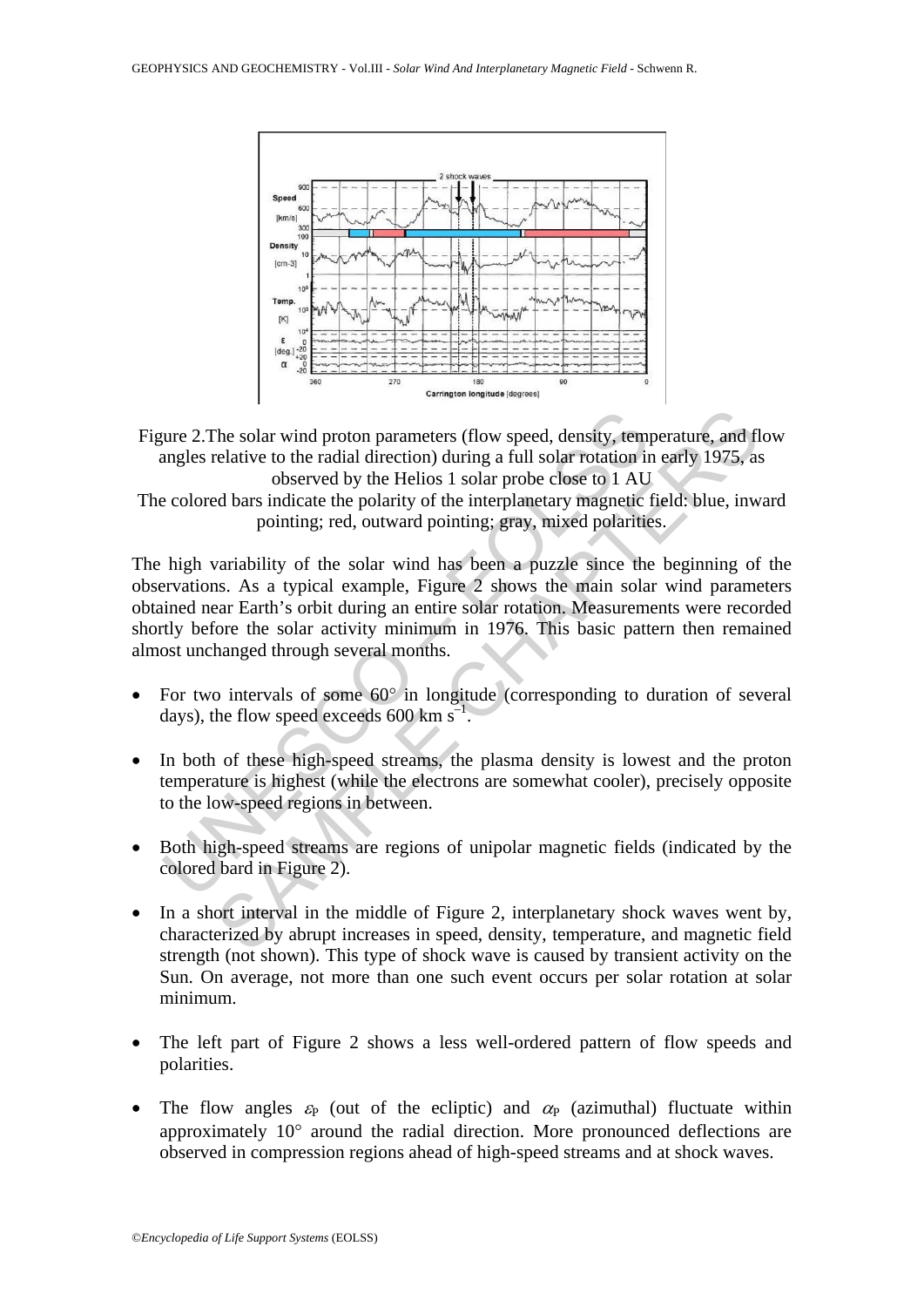Figure 2.The solar wind proton parameters (flow speed, density, temperature, and flow angles relative to the radial direction) during a full solar rotation in early 1975, as observed by the Helios 1 solar probe close to 1 AU

The colored bars indicate the polarity of the interplanetary magnetic field: blue, inward pointing; red, outward pointing; gray, mixed polarities.

The high variability of the solar wind has been a puzzle since the beginning of the observations. As a typical example, Figure 2 shows the main solar wind parameters obtained near Earth's orbit during an entire solar rotation. Measurements were recorded shortly before the solar activity minimum in 1976. This basic pattern then remained almost unchanged through several months.

- For two intervals of some 60° in longitude (corresponding to duration of several days), the flow speed exceeds 600 km $s^{-1}$.
- In both of these high-speed streams, the plasma density is lowest and the proton temperature is highest (while the electrons are somewhat cooler), precisely opposite to the low-speed regions in between.
- Both high-speed streams are regions of unipolar magnetic fields (indicated by the colored bard in Figure 2).
- In a short interval in the middle of Figure 2, interplanetary shock waves went by, characterized by abrupt increases in speed, density, temperature, and magnetic field strength (not shown). This type of shock wave is caused by transient activity on the Sun. On average, not more than one such event occurs per solar rotation at solar minimum.
- The left part of Figure 2 shows a less well-ordered pattern of flow speeds and polarities.
- The flow angles $\varepsilon_P$ (out of the ecliptic) and $\alpha_P$ (azimuthal) fluctuate within approximately 10° around the radial direction. More pronounced deflections are observed in compression regions ahead of high-speed streams and at shock waves.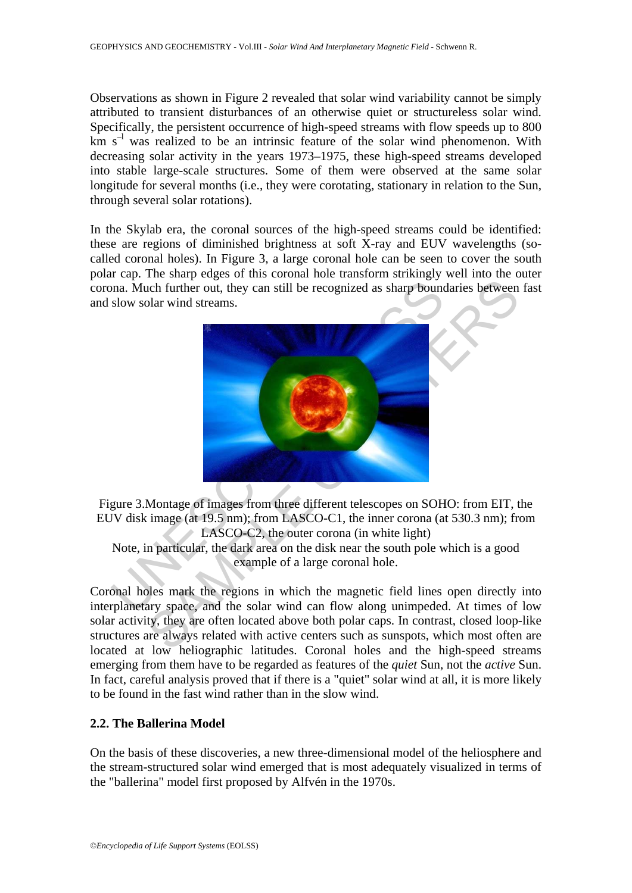Observations as shown in Figure 2 revealed that solar wind variability cannot be simply attributed to transient disturbances of an otherwise quiet or structureless solar wind. Specifically, the persistent occurrence of high-speed streams with flow speeds up to 800 km $s^{-1}$ was realized to be an intrinsic feature of the solar wind phenomenon. With decreasing solar activity in the years 1973–1975, these high-speed streams developed into stable large-scale structures. Some of them were observed at the same solar longitude for several months (i.e., they were corotating, stationary in relation to the Sun, through several solar rotations).

In the Skylab era, the coronal sources of the high-speed streams could be identified: these are regions of diminished brightness at soft X-ray and EUV wavelengths (so-called coronal holes). In Figure 3, a large coronal hole can be seen to cover the south polar cap. The sharp edges of this coronal hole transform strikingly well into the outer corona. Much further out, they can still be recognized as sharp boundaries between fast and slow solar wind streams.

Figure 3.Montage of images from three different telescopes on SOHO: from EIT, the EUV disk image (at 19.5 nm); from LASCO-C1, the inner corona (at 530.3 nm); from LASCO-C2, the outer corona (in white light)
Note, in particular, the dark area on the disk near the south pole which is a good example of a large coronal hole.

Coronal holes mark the regions in which the magnetic field lines open directly into interplanetary space, and the solar wind can flow along unimpeded. At times of low solar activity, they are often located above both polar caps. In contrast, closed loop-like structures are always related with active centers such as sunspots, which most often are located at low heliographic latitudes. Coronal holes and the high-speed streams emerging from them have to be regarded as features of the *quiet* Sun, not the *active* Sun. In fact, careful analysis proved that if there is a "quiet" solar wind at all, it is more likely to be found in the fast wind rather than in the slow wind.

### 2.2. The Ballerina Model

On the basis of these discoveries, a new three-dimensional model of the heliosphere and the stream-structured solar wind emerged that is most adequately visualized in terms of the "ballerina" model first proposed by Alfvén in the 1970s.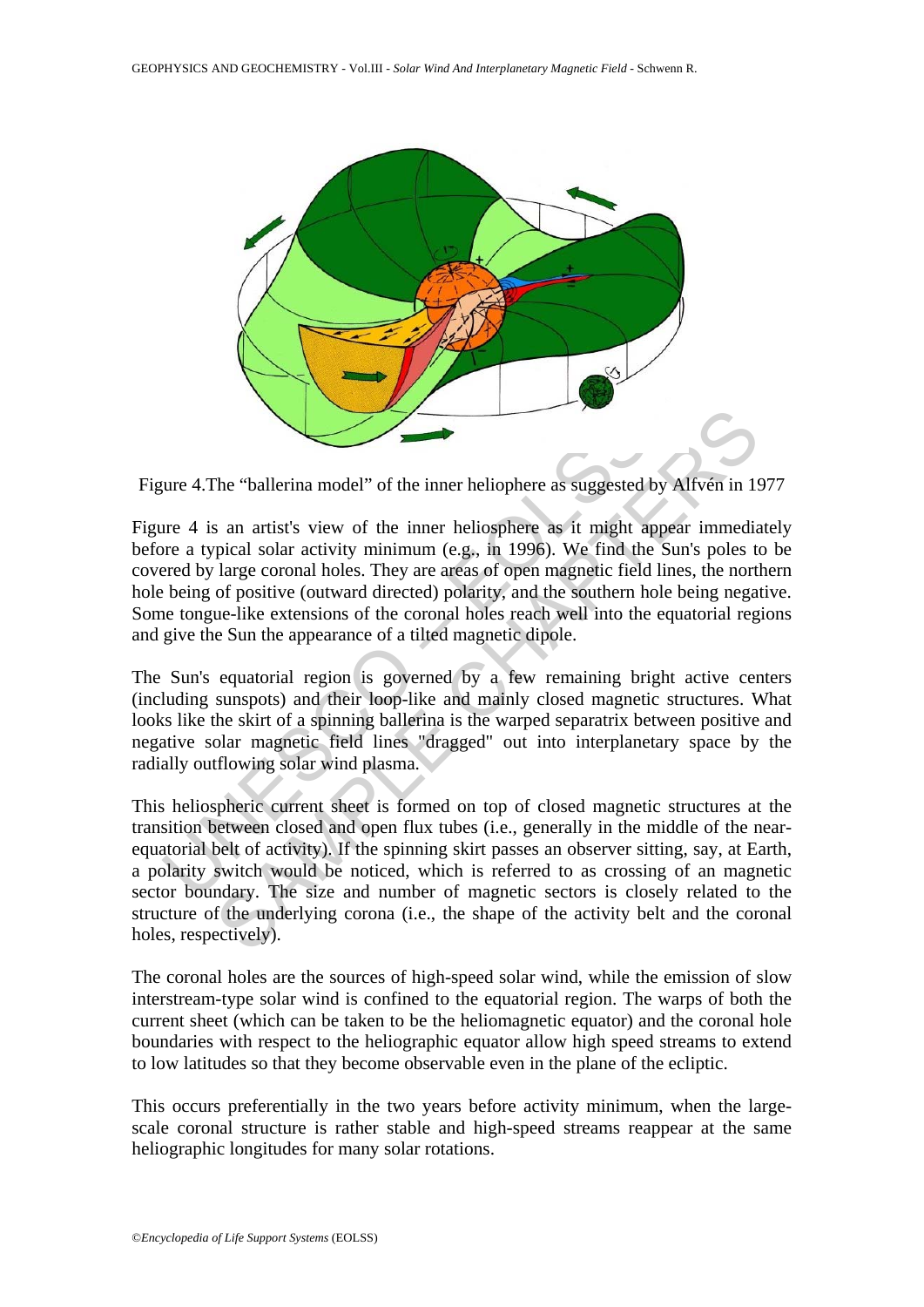Figure 4.The “ballerina model” of the inner heliophere as suggested by Alfvén in 1977

Figure 4 is an artist's view of the inner heliosphere as it might appear immediately before a typical solar activity minimum (e.g., in 1996). We find the Sun's poles to be covered by large coronal holes. They are areas of open magnetic field lines, the northern hole being of positive (outward directed) polarity, and the southern hole being negative. Some tongue-like extensions of the coronal holes reach well into the equatorial regions and give the Sun the appearance of a tilted magnetic dipole.

The Sun's equatorial region is governed by a few remaining bright active centers (including sunspots) and their loop-like and mainly closed magnetic structures. What looks like the skirt of a spinning ballerina is the warped separatrix between positive and negative solar magnetic field lines "dragged" out into interplanetary space by the radially outflowing solar wind plasma.

This heliospheric current sheet is formed on top of closed magnetic structures at the transition between closed and open flux tubes (i.e., generally in the middle of the near-equatorial belt of activity). If the spinning skirt passes an observer sitting, say, at Earth, a polarity switch would be noticed, which is referred to as crossing of an magnetic sector boundary. The size and number of magnetic sectors is closely related to the structure of the underlying corona (i.e., the shape of the activity belt and the coronal holes, respectively).

The coronal holes are the sources of high-speed solar wind, while the emission of slow interstream-type solar wind is confined to the equatorial region. The warps of both the current sheet (which can be taken to be the heliomagnetic equator) and the coronal hole boundaries with respect to the heliographic equator allow high speed streams to extend to low latitudes so that they become observable even in the plane of the ecliptic.

This occurs preferentially in the two years before activity minimum, when the large-scale coronal structure is rather stable and high-speed streams reappear at the same heliographic longitudes for many solar rotations.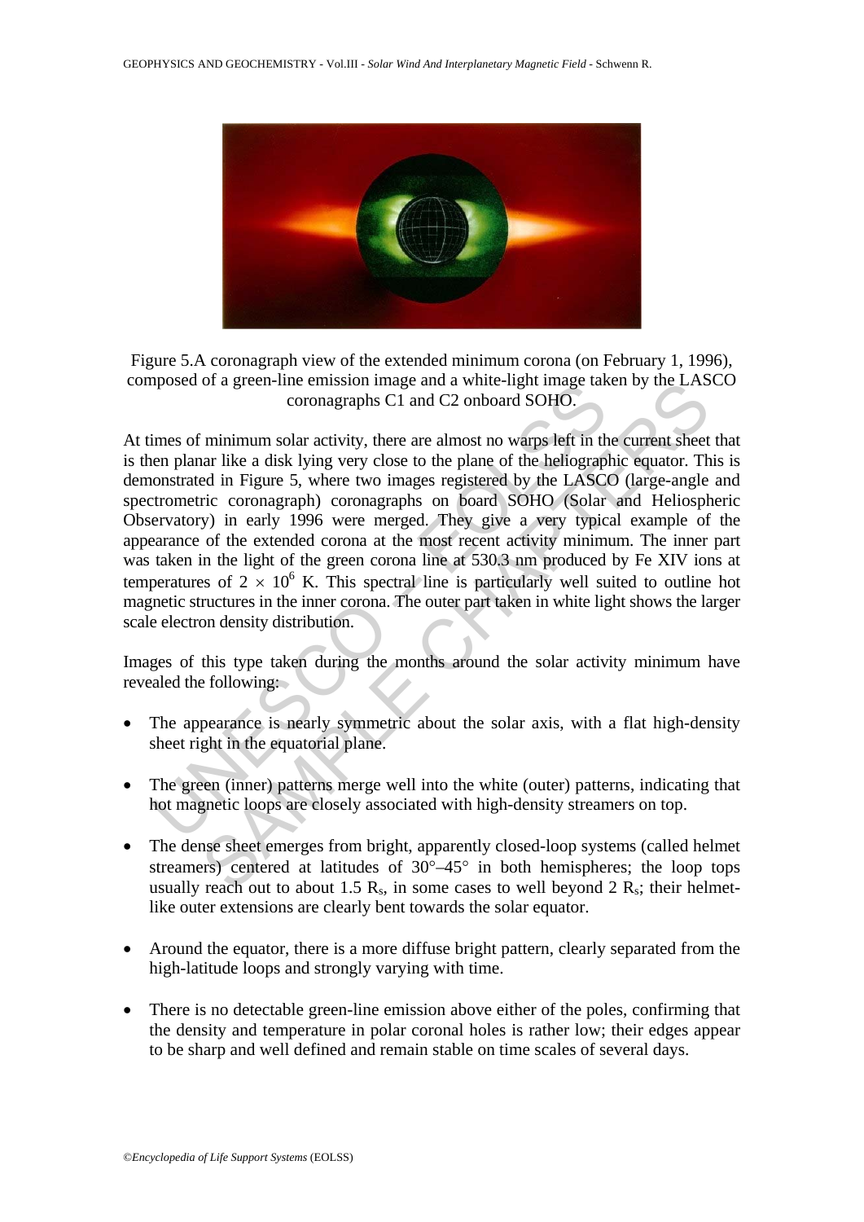Figure 5.A coronagraph view of the extended minimum corona (on February 1, 1996), composed of a green-line emission image and a white-light image taken by the LASCO coronagraphs C1 and C2 onboard SOHO.

At times of minimum solar activity, there are almost no warps left in the current sheet that is then planar like a disk lying very close to the plane of the heliographic equator. This is demonstrated in Figure 5, where two images registered by the LASCO (large-angle and spectrometric coronagraph) coronagraphs on board SOHO (Solar and Heliospheric Observatory) in early 1996 were merged. They give a very typical example of the appearance of the extended corona at the most recent activity minimum. The inner part was taken in the light of the green corona line at 530.3 nm produced by Fe XIV ions at temperatures of $2 \times 10^6$ K. This spectral line is particularly well suited to outline hot magnetic structures in the inner corona. The outer part taken in white light shows the larger scale electron density distribution.

Images of this type taken during the months around the solar activity minimum have revealed the following:

- The appearance is nearly symmetric about the solar axis, with a flat high-density sheet right in the equatorial plane.
- The green (inner) patterns merge well into the white (outer) patterns, indicating that hot magnetic loops are closely associated with high-density streamers on top.
- The dense sheet emerges from bright, apparently closed-loop systems (called helmet streamers) centered at latitudes of 30°–45° in both hemispheres; the loop tops usually reach out to about 1.5 $R_s$, in some cases to well beyond 2 $R_s$; their helmet-like outer extensions are clearly bent towards the solar equator.
- Around the equator, there is a more diffuse bright pattern, clearly separated from the high-latitude loops and strongly varying with time.
- There is no detectable green-line emission above either of the poles, confirming that the density and temperature in polar coronal holes is rather low; their edges appear to be sharp and well defined and remain stable on time scales of several days.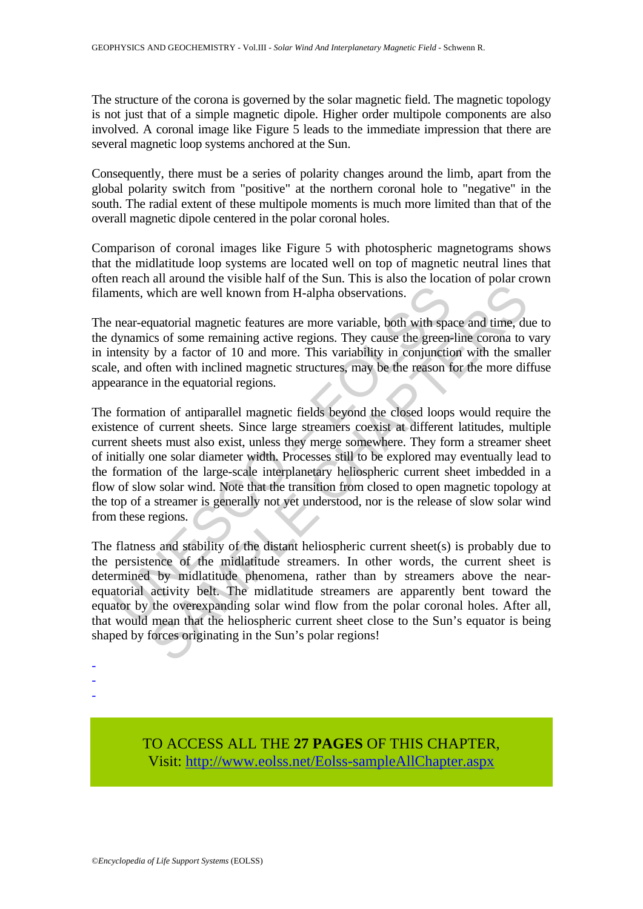The structure of the corona is governed by the solar magnetic field. The magnetic topology is not just that of a simple magnetic dipole. Higher order multipole components are also involved. A coronal image like Figure 5 leads to the immediate impression that there are several magnetic loop systems anchored at the Sun.

Consequently, there must be a series of polarity changes around the limb, apart from the global polarity switch from "positive" at the northern coronal hole to "negative" in the south. The radial extent of these multipole moments is much more limited than that of the overall magnetic dipole centered in the polar coronal holes.

Comparison of coronal images like Figure 5 with photospheric magnetograms shows that the midlatitude loop systems are located well on top of magnetic neutral lines that often reach all around the visible half of the Sun. This is also the location of polar crown filaments, which are well known from H-alpha observations.

The near-equatorial magnetic features are more variable, both with space and time, due to the dynamics of some remaining active regions. They cause the green-line corona to vary in intensity by a factor of 10 and more. This variability in conjunction with the smaller scale, and often with inclined magnetic structures, may be the reason for the more diffuse appearance in the equatorial regions.

The formation of antiparallel magnetic fields beyond the closed loops would require the existence of current sheets. Since large streamers coexist at different latitudes, multiple current sheets must also exist, unless they merge somewhere. They form a streamer sheet of initially one solar diameter width. Processes still to be explored may eventually lead to the formation of the large-scale interplanetary heliospheric current sheet imbedded in a flow of slow solar wind. Note that the transition from closed to open magnetic topology at the top of a streamer is generally not yet understood, nor is the release of slow solar wind from these regions.

The flatness and stability of the distant heliospheric current sheet(s) is probably due to the persistence of the midlatitude streamers. In other words, the current sheet is determined by midlatitude phenomena, rather than by streamers above the near-equatorial activity belt. The midlatitude streamers are apparently bent toward the equator by the overexpanding solar wind flow from the polar coronal holes. After all, that would mean that the heliospheric current sheet close to the Sun's equator is being shaped by forces originating in the Sun's polar regions!

-
-
-

TO ACCESS ALL THE **27 PAGES** OF THIS CHAPTER,
Visit: http://www.eolss.net/Eolss-sampleAllChapter.aspx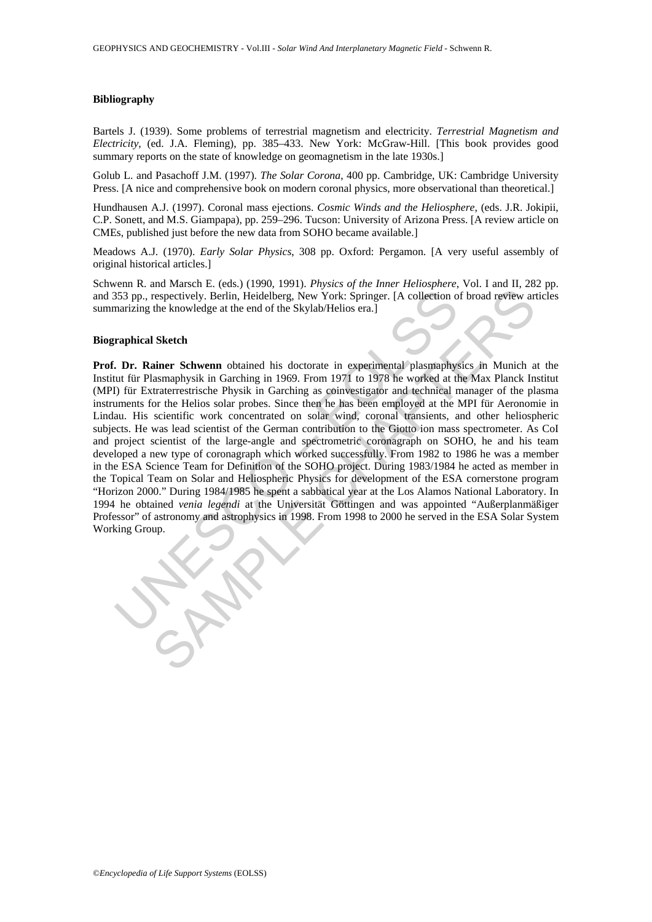### Bibliography

Bartels J. (1939). Some problems of terrestrial magnetism and electricity. *Terrestrial Magnetism and Electricity*, (ed. J.A. Fleming), pp. 385–433. New York: McGraw-Hill. [This book provides good summary reports on the state of knowledge on geomagnetism in the late 1930s.]

Golub L. and Pasachoff J.M. (1997). *The Solar Corona*, 400 pp. Cambridge, UK: Cambridge University Press. [A nice and comprehensive book on modern coronal physics, more observational than theoretical.]

Hundhausen A.J. (1997). Coronal mass ejections. *Cosmic Winds and the Heliosphere*, (eds. J.R. Jokipii, C.P. Sonett, and M.S. Giampapa), pp. 259–296. Tucson: University of Arizona Press. [A review article on CMEs, published just before the new data from SOHO became available.]

Meadows A.J. (1970). *Early Solar Physics*, 308 pp. Oxford: Pergamon. [A very useful assembly of original historical articles.]

Schwenn R. and Marsch E. (eds.) (1990, 1991). *Physics of the Inner Heliosphere*, Vol. I and II, 282 pp. and 353 pp., respectively. Berlin, Heidelberg, New York: Springer. [A collection of broad review articles summarizing the knowledge at the end of the Skylab/Helios era.]

### Biographical Sketch

**Prof. Dr. Rainer Schwenn** obtained his doctorate in experimental plasmaphysics in Munich at the Institut für Plasmaphysik in Garching in 1969. From 1971 to 1978 he worked at the Max Planck Institut (MPI) für Extraterrestrische Physik in Garching as coinvestigator and technical manager of the plasma instruments for the Helios solar probes. Since then he has been employed at the MPI für Aeronomie in Lindau. His scientific work concentrated on solar wind, coronal transients, and other heliospheric subjects. He was lead scientist of the German contribution to the Giotto ion mass spectrometer. As CoI and project scientist of the large-angle and spectrometric coronagraph on SOHO, he and his team developed a new type of coronagraph which worked successfully. From 1982 to 1986 he was a member in the ESA Science Team for Definition of the SOHO project. During 1983/1984 he acted as member in the Topical Team on Solar and Heliospheric Physics for development of the ESA cornerstone program "Horizon 2000." During 1984/1985 he spent a sabbatical year at the Los Alamos National Laboratory. In 1994 he obtained *venia legendi* at the Universität Göttingen and was appointed "Außerplanmäßiger Professor" of astronomy and astrophysics in 1998. From 1998 to 2000 he served in the ESA Solar System Working Group.